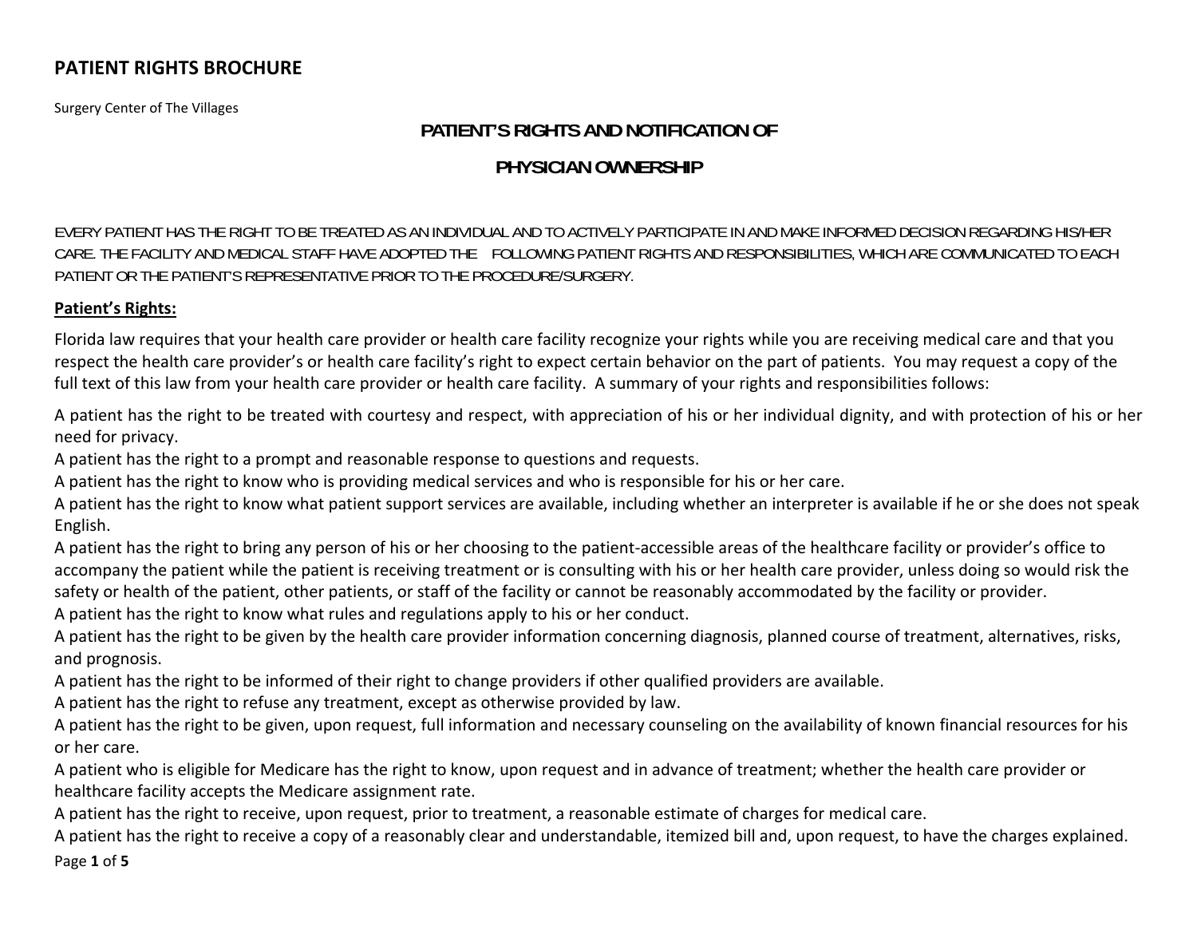# PATIENT RIGHTS BROCHURE

Surgery Center of The Villages

## PATIENT'S RIGHTS AND NOTIFICATION OF PHYSICIAN OWNERSHIP

EVERY PATIENT HAS THE RIGHT TO BE TREATED AS AN INDIVIDUAL AND TO ACTIVELY PARTICIPATE IN AND MAKE INFORMED DECISION REGARDING HIS/HER CARE. THE FACILITY AND MEDICAL STAFF HAVE ADOPTED THE FOLLOWING PATIENT RIGHTS AND RESPONSIBILITIES, WHICH ARE COMMUNICATED TO EACH PATIENT OR THE PATIENT'S REPRESENTATIVE PRIOR TO THE PROCEDURE/SURGERY.

### Patient's Rights:

Florida law requires that your health care provider or health care facility recognize your rights while you are receiving medical care and that you respect the health care provider's or health care facility's right to expect certain behavior on the part of patients. You may request a copy of the full text of this law from your health care provider or health care facility. A summary of your rights and responsibilities follows:

A patient has the right to be treated with courtesy and respect, with appreciation of his or her individual dignity, and with protection of his or her need for privacy.

A patient has the right to a prompt and reasonable response to questions and requests.

A patient has the right to know who is providing medical services and who is responsible for his or her care.

A patient has the right to know what patient support services are available, including whether an interpreter is available if he or she does not speak English.

A patient has the right to bring any person of his or her choosing to the patient-accessible areas of the healthcare facility or provider's office to accompany the patient while the patient is receiving treatment or is consulting with his or her health care provider, unless doing so would risk the safety or health of the patient, other patients, or staff of the facility or cannot be reasonably accommodated by the facility or provider.

A patient has the right to know what rules and regulations apply to his or her conduct.

A patient has the right to be given by the health care provider information concerning diagnosis, planned course of treatment, alternatives, risks, and prognosis.

A patient has the right to be informed of their right to change providers if other qualified providers are available.

A patient has the right to refuse any treatment, except as otherwise provided by law.

A patient has the right to be given, upon request, full information and necessary counseling on the availability of known financial resources for his or her care.

A patient who is eligible for Medicare has the right to know, upon request and in advance of treatment; whether the health care provider or healthcare facility accepts the Medicare assignment rate.

A patient has the right to receive, upon request, prior to treatment, a reasonable estimate of charges for medical care.

A patient has the right to receive a copy of a reasonably clear and understandable, itemized bill and, upon request, to have the charges explained.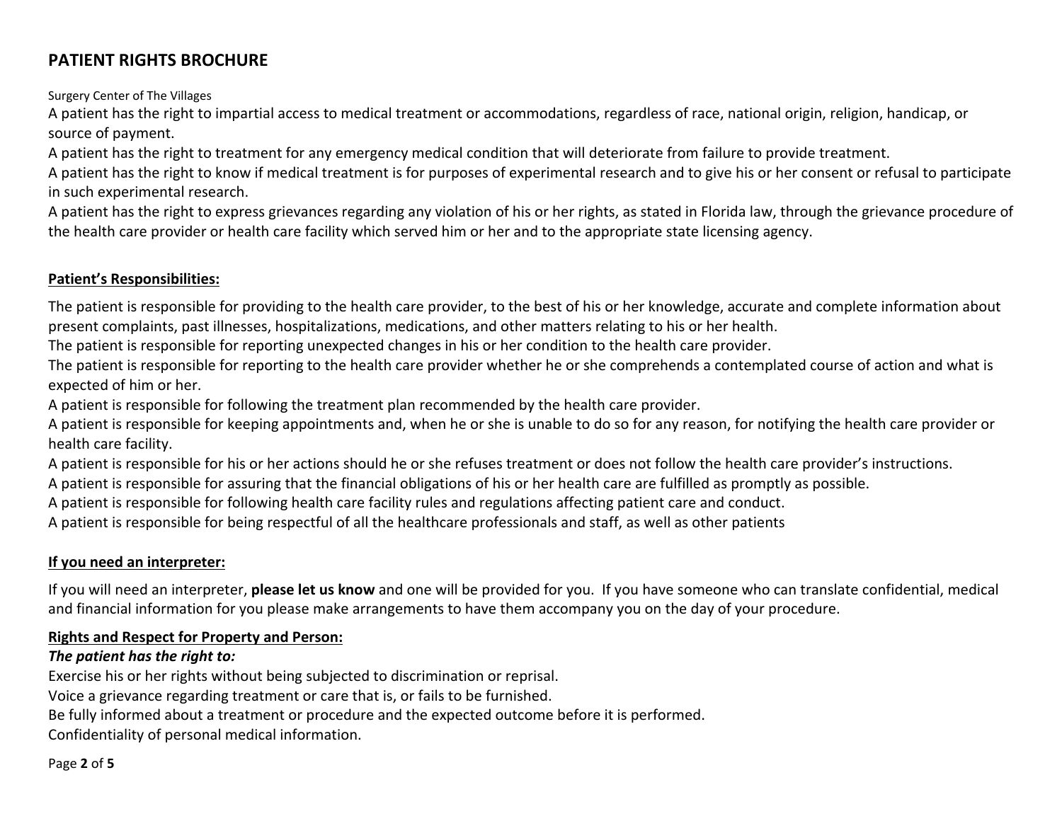## PATIENT RIGHTS BROCHURE

Surgery Center of The Villages

A patient has the right to impartial access to medical treatment or accommodations, regardless of race, national origin, religion, handicap, or source of payment.

A patient has the right to treatment for any emergency medical condition that will deteriorate from failure to provide treatment.

A patient has the right to know if medical treatment is for purposes of experimental research and to give his or her consent or refusal to participate in such experimental research.

A patient has the right to express grievances regarding any violation of his or her rights, as stated in Florida law, through the grievance procedure of the health care provider or health care facility which served him or her and to the appropriate state licensing agency.

### Patient's Responsibilities:

The patient is responsible for providing to the health care provider, to the best of his or her knowledge, accurate and complete information about present complaints, past illnesses, hospitalizations, medications, and other matters relating to his or her health.

The patient is responsible for reporting unexpected changes in his or her condition to the health care provider.

The patient is responsible for reporting to the health care provider whether he or she comprehends a contemplated course of action and what is expected of him or her.

A patient is responsible for following the treatment plan recommended by the health care provider.

A patient is responsible for keeping appointments and, when he or she is unable to do so for any reason, for notifying the health care provider or health care facility.

A patient is responsible for his or her actions should he or she refuses treatment or does not follow the health care provider's instructions.

A patient is responsible for assuring that the financial obligations of his or her health care are fulfilled as promptly as possible.

A patient is responsible for following health care facility rules and regulations affecting patient care and conduct.

A patient is responsible for being respectful of all the healthcare professionals and staff, as well as other patients

### If you need an interpreter:

If you will need an interpreter, **please let us know** and one will be provided for you. If you have someone who can translate confidential, medical and financial information for you please make arrangements to have them accompany you on the day of your procedure.

### Rights and Respect for Property and Person:

***The patient has the right to:***

Exercise his or her rights without being subjected to discrimination or reprisal.

Voice a grievance regarding treatment or care that is, or fails to be furnished.

Be fully informed about a treatment or procedure and the expected outcome before it is performed.

Confidentiality of personal medical information.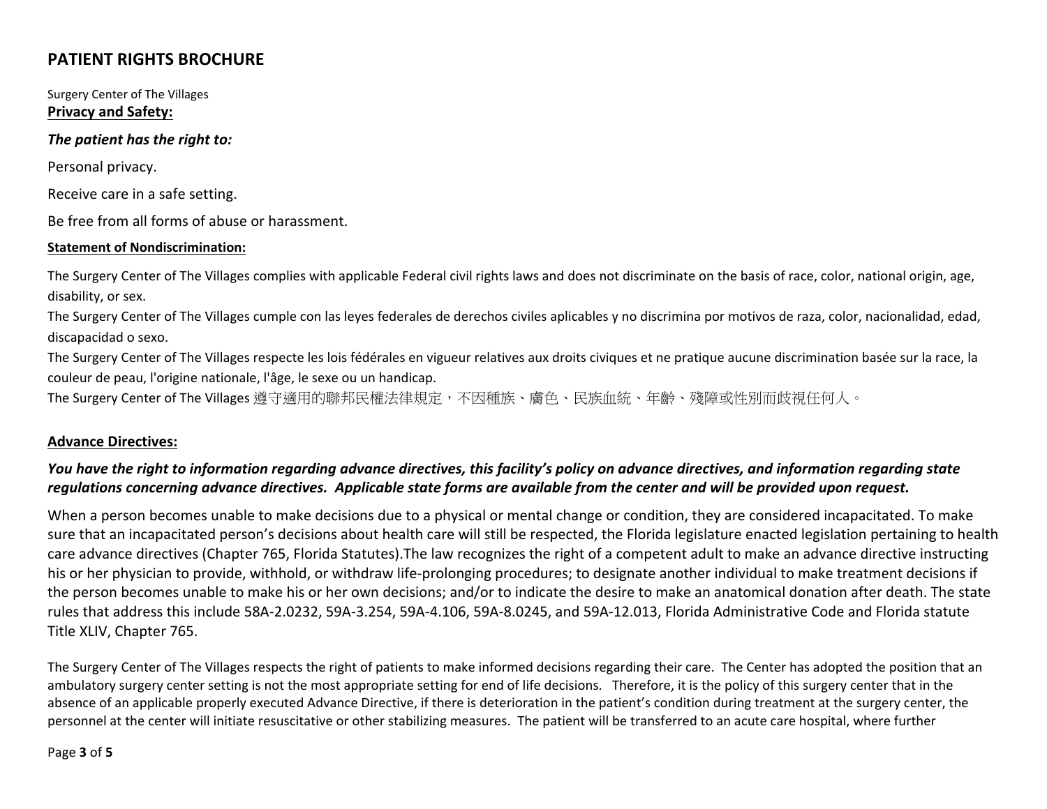## PATIENT RIGHTS BROCHURE

Surgery Center of The Villages

**Privacy and Safety:**

***The patient has the right to:***

Personal privacy.

Receive care in a safe setting.

Be free from all forms of abuse or harassment.

**Statement of Nondiscrimination:**

The Surgery Center of The Villages complies with applicable Federal civil rights laws and does not discriminate on the basis of race, color, national origin, age, disability, or sex.

The Surgery Center of The Villages cumple con las leyes federales de derechos civiles aplicables y no discrimina por motivos de raza, color, nacionalidad, edad, discapacidad o sexo.

The Surgery Center of The Villages respecte les lois fédérales en vigueur relatives aux droits civiques et ne pratique aucune discrimination basée sur la race, la couleur de peau, l'origine nationale, l'âge, le sexe ou un handicap.

The Surgery Center of The Villages 遵守適用的聯邦民權法律規定，不因種族、膚色、民族血統、年齡、殘障或性別而歧視任何人。

**Advance Directives:**

***You have the right to information regarding advance directives, this facility's policy on advance directives, and information regarding state regulations concerning advance directives. Applicable state forms are available from the center and will be provided upon request.***

When a person becomes unable to make decisions due to a physical or mental change or condition, they are considered incapacitated. To make sure that an incapacitated person's decisions about health care will still be respected, the Florida legislature enacted legislation pertaining to health care advance directives (Chapter 765, Florida Statutes).The law recognizes the right of a competent adult to make an advance directive instructing his or her physician to provide, withhold, or withdraw life-prolonging procedures; to designate another individual to make treatment decisions if the person becomes unable to make his or her own decisions; and/or to indicate the desire to make an anatomical donation after death. The state rules that address this include 58A-2.0232, 59A-3.254, 59A-4.106, 59A-8.0245, and 59A-12.013, Florida Administrative Code and Florida statute Title XLIV, Chapter 765.

The Surgery Center of The Villages respects the right of patients to make informed decisions regarding their care. The Center has adopted the position that an ambulatory surgery center setting is not the most appropriate setting for end of life decisions. Therefore, it is the policy of this surgery center that in the absence of an applicable properly executed Advance Directive, if there is deterioration in the patient's condition during treatment at the surgery center, the personnel at the center will initiate resuscitative or other stabilizing measures. The patient will be transferred to an acute care hospital, where further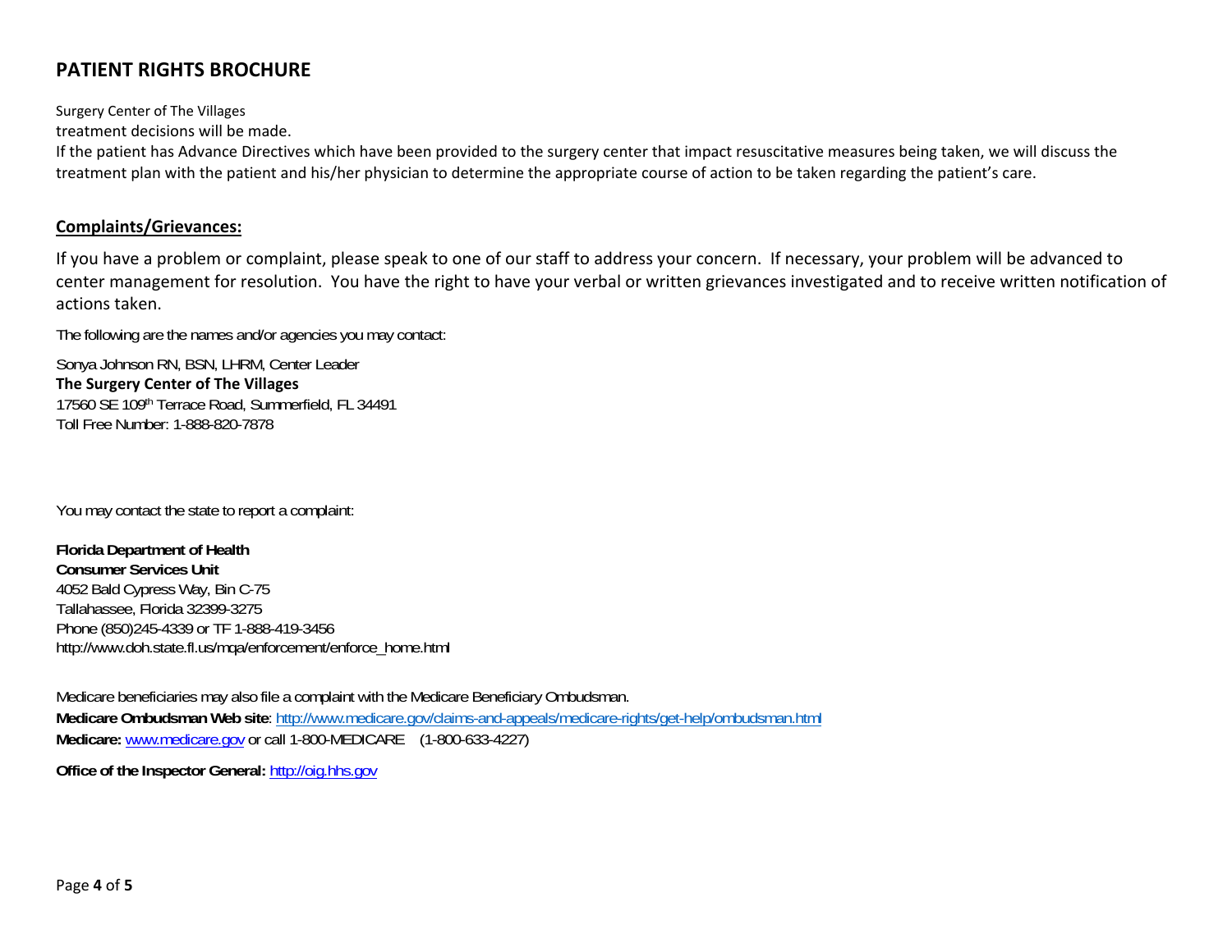treatment decisions will be made.

If the patient has Advance Directives which have been provided to the surgery center that impact resuscitative measures being taken, we will discuss the treatment plan with the patient and his/her physician to determine the appropriate course of action to be taken regarding the patient's care.

## Complaints/Grievances:

If you have a problem or complaint, please speak to one of our staff to address your concern. If necessary, your problem will be advanced to center management for resolution. You have the right to have your verbal or written grievances investigated and to receive written notification of actions taken.

The following are the names and/or agencies you may contact:

Sonya Johnson RN, BSN, LHRM, Center Leader
**The Surgery Center of The Villages**
17560 SE 109th Terrace Road, Summerfield, FL 34491
Toll Free Number: 1-888-820-7878

You may contact the state to report a complaint:

**Florida Department of Health**
**Consumer Services Unit**
4052 Bald Cypress Way, Bin C-75
Tallahassee, Florida 32399-3275
Phone (850)245-4339 or TF 1-888-419-3456
http://www.doh.state.fl.us/mqa/enforcement/enforce_home.html

Medicare beneficiaries may also file a complaint with the Medicare Beneficiary Ombudsman.
**Medicare Ombudsman Web site**: http://www.medicare.gov/claims-and-appeals/medicare-rights/get-help/ombudsman.html
**Medicare:** www.medicare.gov or call 1-800-MEDICARE (1-800-633-4227)

**Office of the Inspector General:** http://oig.hhs.gov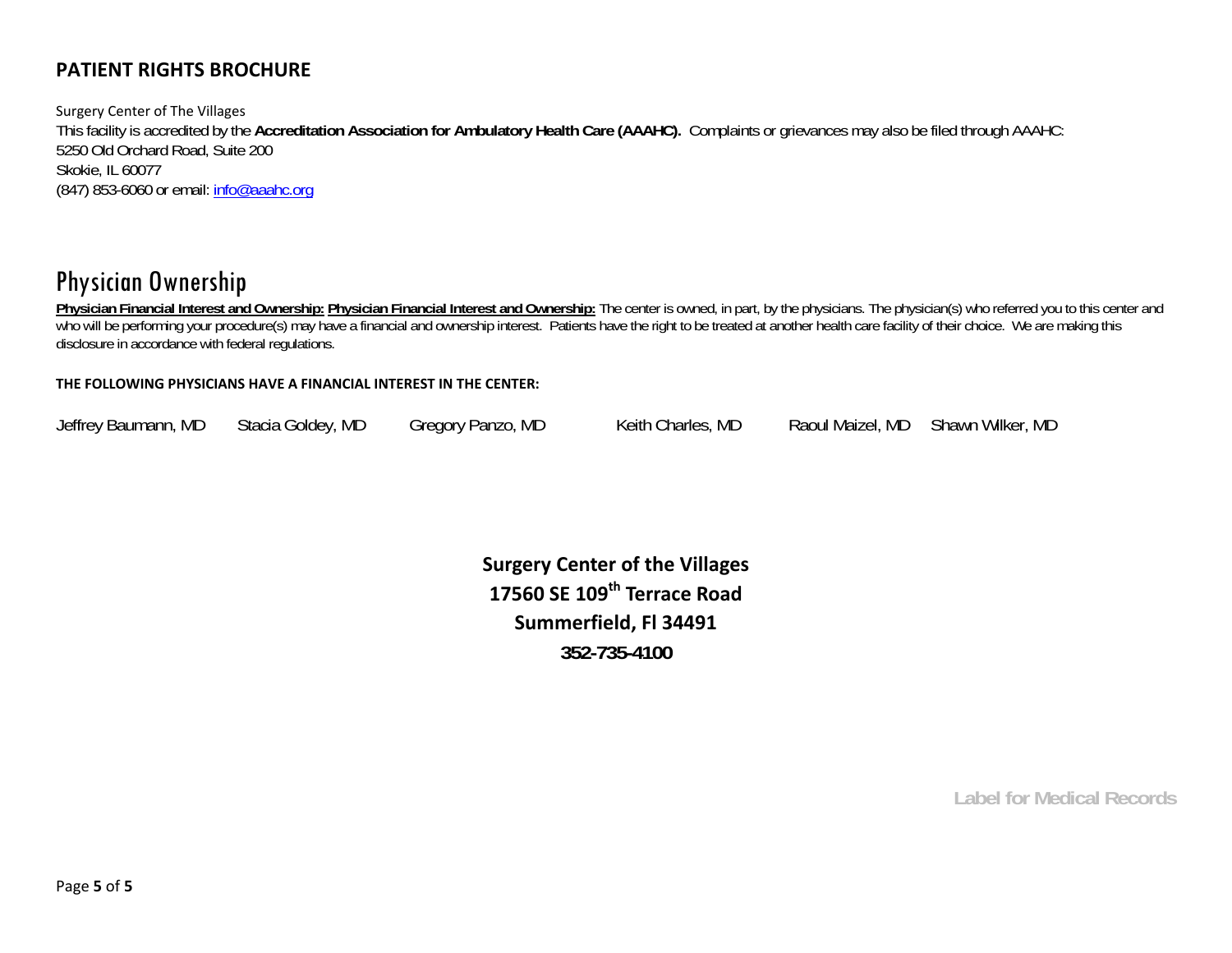## PATIENT RIGHTS BROCHURE

Surgery Center of The Villages
This facility is accredited by the **Accreditation Association for Ambulatory Health Care (AAAHC).** Complaints or grievances may also be filed through AAAHC:
5250 Old Orchard Road, Suite 200
Skokie, IL 60077
(847) 853-6060 or email: info@aaahc.org

# Physician Ownership

**Physician Financial Interest and Ownership:** **Physician Financial Interest and Ownership:** The center is owned, in part, by the physicians. The physician(s) who referred you to this center and who will be performing your procedure(s) may have a financial and ownership interest. Patients have the right to be treated at another health care facility of their choice. We are making this disclosure in accordance with federal regulations.

**THE FOLLOWING PHYSICIANS HAVE A FINANCIAL INTEREST IN THE CENTER:**

Jeffrey Baumann, MD Stacia Goldey, MD Gregory Panzo, MD Keith Charles, MD Raoul Maizel, MD Shawn Wilker, MD

**Surgery Center of the Villages**
**17560 SE 109th Terrace Road**
**Summerfield, Fl 34491**
**352-735-4100**

Label for Medical Records